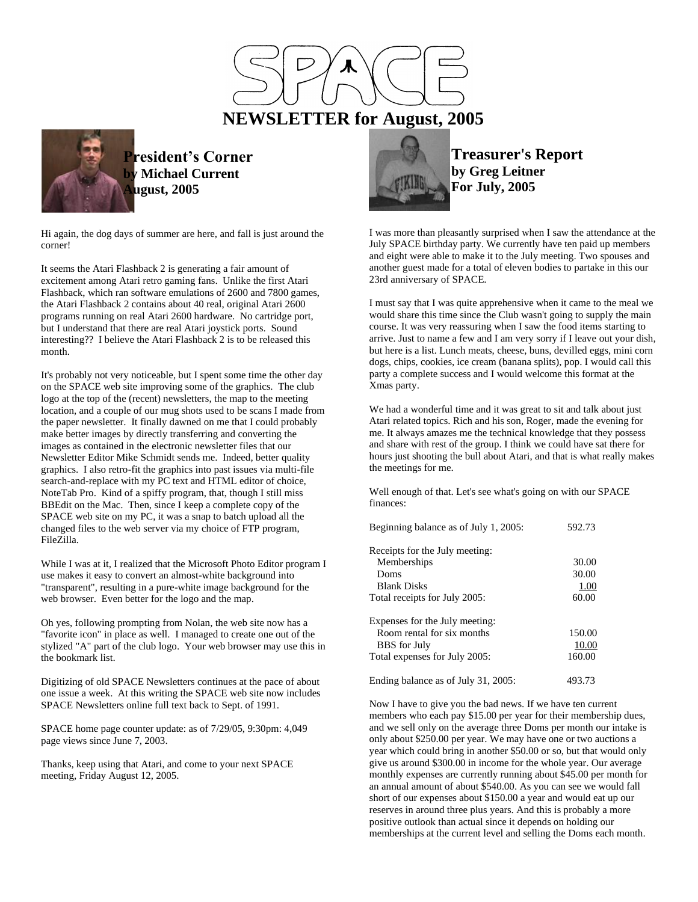# SPACE

# NEWSLETTER for August, 2005

## President's Corner
**by Michael Current**
**August, 2005**

Hi again, the dog days of summer are here, and fall is just around the corner!

It seems the Atari Flashback 2 is generating a fair amount of excitement among Atari retro gaming fans. Unlike the first Atari Flashback, which ran software emulations of 2600 and 7800 games, the Atari Flashback 2 contains about 40 real, original Atari 2600 programs running on real Atari 2600 hardware. No cartridge port, but I understand that there are real Atari joystick ports. Sound interesting?? I believe the Atari Flashback 2 is to be released this month.

It's probably not very noticeable, but I spent some time the other day on the SPACE web site improving some of the graphics. The club logo at the top of the (recent) newsletters, the map to the meeting location, and a couple of our mug shots used to be scans I made from the paper newsletter. It finally dawned on me that I could probably make better images by directly transferring and converting the images as contained in the electronic newsletter files that our Newsletter Editor Mike Schmidt sends me. Indeed, better quality graphics. I also retro-fit the graphics into past issues via multi-file search-and-replace with my PC text and HTML editor of choice, NoteTab Pro. Kind of a spiffy program, that, though I still miss BBEdit on the Mac. Then, since I keep a complete copy of the SPACE web site on my PC, it was a snap to batch upload all the changed files to the web server via my choice of FTP program, FileZilla.

While I was at it, I realized that the Microsoft Photo Editor program I use makes it easy to convert an almost-white background into "transparent", resulting in a pure-white image background for the web browser. Even better for the logo and the map.

Oh yes, following prompting from Nolan, the web site now has a "favorite icon" in place as well. I managed to create one out of the stylized "A" part of the club logo. Your web browser may use this in the bookmark list.

Digitizing of old SPACE Newsletters continues at the pace of about one issue a week. At this writing the SPACE web site now includes SPACE Newsletters online full text back to Sept. of 1991.

SPACE home page counter update: as of 7/29/05, 9:30pm: 4,049 page views since June 7, 2003.

Thanks, keep using that Atari, and come to your next SPACE meeting, Friday August 12, 2005.

## Treasurer's Report
**by Greg Leitner**
**For July, 2005**

I was more than pleasantly surprised when I saw the attendance at the July SPACE birthday party. We currently have ten paid up members and eight were able to make it to the July meeting. Two spouses and another guest made for a total of eleven bodies to partake in this our 23rd anniversary of SPACE.

I must say that I was quite apprehensive when it came to the meal we would share this time since the Club wasn't going to supply the main course. It was very reassuring when I saw the food items starting to arrive. Just to name a few and I am very sorry if I leave out your dish, but here is a list. Lunch meats, cheese, buns, devilled eggs, mini corn dogs, chips, cookies, ice cream (banana splits), pop. I would call this party a complete success and I would welcome this format at the Xmas party.

We had a wonderful time and it was great to sit and talk about just Atari related topics. Rich and his son, Roger, made the evening for me. It always amazes me the technical knowledge that they possess and share with rest of the group. I think we could have sat there for hours just shooting the bull about Atari, and that is what really makes the meetings for me.

Well enough of that. Let's see what's going on with our SPACE finances:

| | |
|---|---|
| Beginning balance as of July 1, 2005: | 592.73 |
| Receipts for the July meeting: | |
| Memberships | 30.00 |
| Doms | 30.00 |
| Blank Disks | 1.00 |
| Total receipts for July 2005: | 60.00 |
| Expenses for the July meeting: | |
| Room rental for six months | 150.00 |
| BBS for July | 10.00 |
| Total expenses for July 2005: | 160.00 |
| Ending balance as of July 31, 2005: | 493.73 |

Now I have to give you the bad news. If we have ten current members who each pay $15.00 per year for their membership dues, and we sell only on the average three Doms per month our intake is only about $250.00 per year. We may have one or two auctions a year which could bring in another $50.00 or so, but that would only give us around $300.00 in income for the whole year. Our average monthly expenses are currently running about $45.00 per month for an annual amount of about $540.00. As you can see we would fall short of our expenses about $150.00 a year and would eat up our reserves in around three plus years. And this is probably a more positive outlook than actual since it depends on holding our memberships at the current level and selling the Doms each month.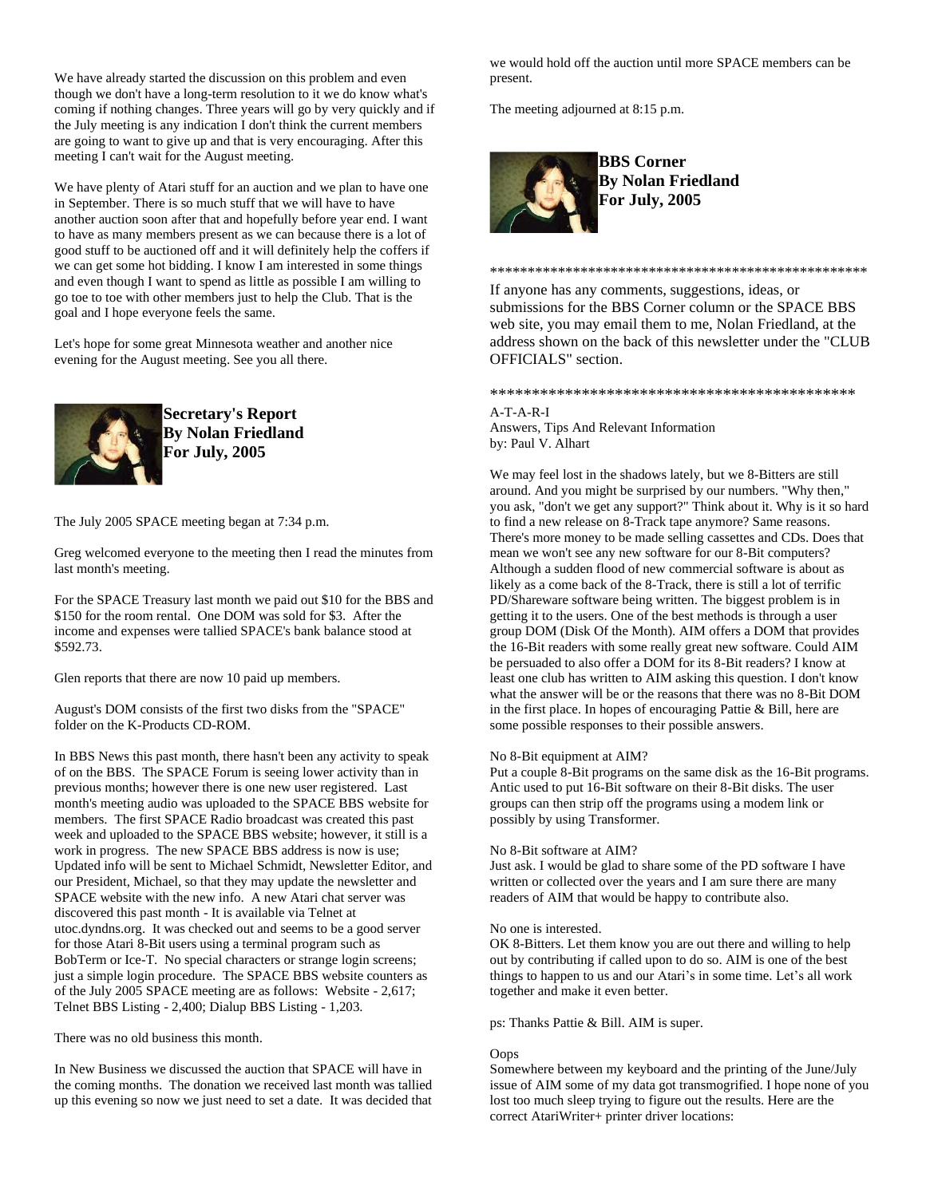We have already started the discussion on this problem and even though we don't have a long-term resolution to it we do know what's coming if nothing changes. Three years will go by very quickly and if the July meeting is any indication I don't think the current members are going to want to give up and that is very encouraging. After this meeting I can't wait for the August meeting.

We have plenty of Atari stuff for an auction and we plan to have one in September. There is so much stuff that we will have to have another auction soon after that and hopefully before year end. I want to have as many members present as we can because there is a lot of good stuff to be auctioned off and it will definitely help the coffers if we can get some hot bidding. I know I am interested in some things and even though I want to spend as little as possible I am willing to go toe to toe with other members just to help the Club. That is the goal and I hope everyone feels the same.

Let's hope for some great Minnesota weather and another nice evening for the August meeting. See you all there.

## Secretary's Report
**By Nolan Friedland**
**For July, 2005**

The July 2005 SPACE meeting began at 7:34 p.m.

Greg welcomed everyone to the meeting then I read the minutes from last month's meeting.

For the SPACE Treasury last month we paid out $10 for the BBS and $150 for the room rental. One DOM was sold for $3. After the income and expenses were tallied SPACE's bank balance stood at $592.73.

Glen reports that there are now 10 paid up members.

August's DOM consists of the first two disks from the "SPACE" folder on the K-Products CD-ROM.

In BBS News this past month, there hasn't been any activity to speak of on the BBS. The SPACE Forum is seeing lower activity than in previous months; however there is one new user registered. Last month's meeting audio was uploaded to the SPACE BBS website for members. The first SPACE Radio broadcast was created this past week and uploaded to the SPACE BBS website; however, it still is a work in progress. The new SPACE BBS address is now is use; Updated info will be sent to Michael Schmidt, Newsletter Editor, and our President, Michael, so that they may update the newsletter and SPACE website with the new info. A new Atari chat server was discovered this past month - It is available via Telnet at utoc.dyndns.org. It was checked out and seems to be a good server for those Atari 8-Bit users using a terminal program such as BobTerm or Ice-T. No special characters or strange login screens; just a simple login procedure. The SPACE BBS website counters as of the July 2005 SPACE meeting are as follows: Website - 2,617; Telnet BBS Listing - 2,400; Dialup BBS Listing - 1,203.

There was no old business this month.

In New Business we discussed the auction that SPACE will have in the coming months. The donation we received last month was tallied up this evening so now we just need to set a date. It was decided that we would hold off the auction until more SPACE members can be present.

The meeting adjourned at 8:15 p.m.

## BBS Corner
**By Nolan Friedland**
**For July, 2005**

**************************************************

If anyone has any comments, suggestions, ideas, or submissions for the BBS Corner column or the SPACE BBS web site, you may email them to me, Nolan Friedland, at the address shown on the back of this newsletter under the "CLUB OFFICIALS" section.

**********************************************

A-T-A-R-I
Answers, Tips And Relevant Information
by: Paul V. Alhart

We may feel lost in the shadows lately, but we 8-Bitters are still around. And you might be surprised by our numbers. "Why then," you ask, "don't we get any support?" Think about it. Why is it so hard to find a new release on 8-Track tape anymore? Same reasons. There's more money to be made selling cassettes and CDs. Does that mean we won't see any new software for our 8-Bit computers? Although a sudden flood of new commercial software is about as likely as a come back of the 8-Track, there is still a lot of terrific PD/Shareware software being written. The biggest problem is in getting it to the users. One of the best methods is through a user group DOM (Disk Of the Month). AIM offers a DOM that provides the 16-Bit readers with some really great new software. Could AIM be persuaded to also offer a DOM for its 8-Bit readers? I know at least one club has written to AIM asking this question. I don't know what the answer will be or the reasons that there was no 8-Bit DOM in the first place. In hopes of encouraging Pattie & Bill, here are some possible responses to their possible answers.

No 8-Bit equipment at AIM?
Put a couple 8-Bit programs on the same disk as the 16-Bit programs. Antic used to put 16-Bit software on their 8-Bit disks. The user groups can then strip off the programs using a modem link or possibly by using Transformer.

No 8-Bit software at AIM?
Just ask. I would be glad to share some of the PD software I have written or collected over the years and I am sure there are many readers of AIM that would be happy to contribute also.

No one is interested.
OK 8-Bitters. Let them know you are out there and willing to help out by contributing if called upon to do so. AIM is one of the best things to happen to us and our Atari's in some time. Let's all work together and make it even better.

ps: Thanks Pattie & Bill. AIM is super.

Oops
Somewhere between my keyboard and the printing of the June/July issue of AIM some of my data got transmogrified. I hope none of you lost too much sleep trying to figure out the results. Here are the correct AtariWriter+ printer driver locations: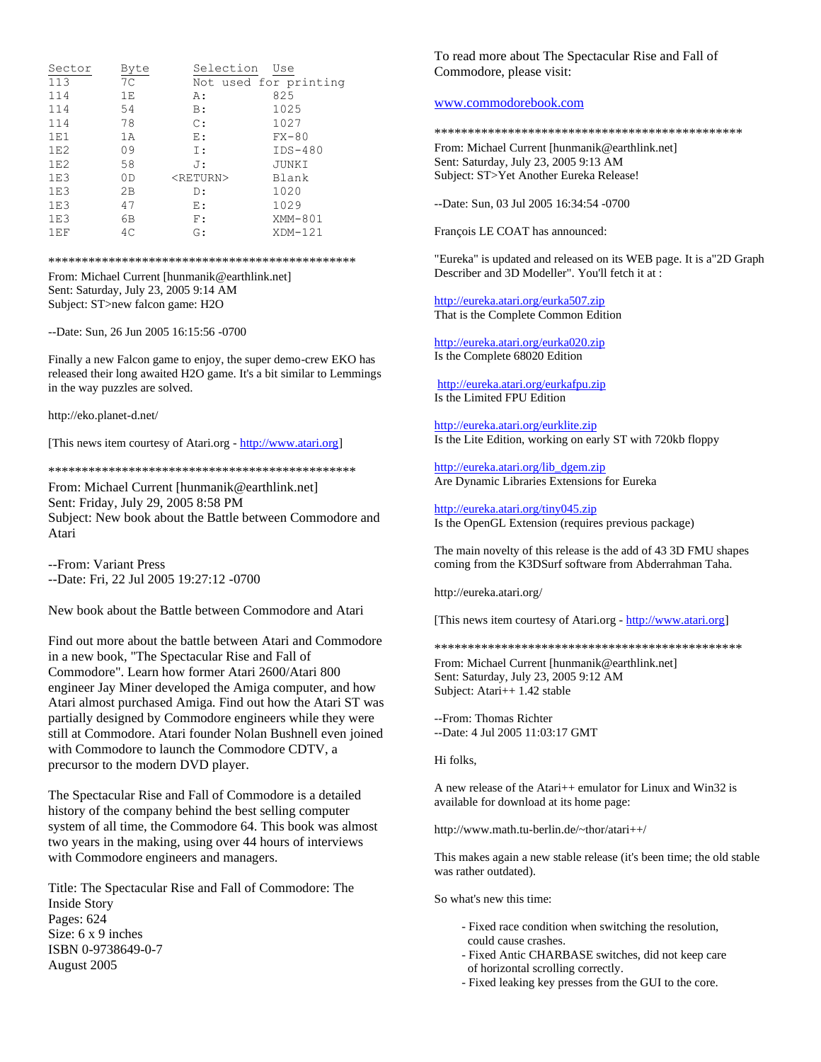| Sector | Byte | Selection | Use |
|---|---|---|---|
| 113 | 7C | Not used for printing | |
| 114 | 1E | A: | 825 |
| 114 | 54 | B: | 1025 |
| 114 | 78 | C: | 1027 |
| 1E1 | 1A | E: | FX-80 |
| 1E2 | 09 | I: | IDS-480 |
| 1E2 | 58 | J: | JUNKI |
| 1E3 | 0D | <RETURN> | Blank |
| 1E3 | 2B | D: | 1020 |
| 1E3 | 47 | E: | 1029 |
| 1E3 | 6B | F: | XMM-801 |
| 1EF | 4C | G: | XDM-121 |

***********************************************

From: Michael Current [hunmanik@earthlink.net]
Sent: Saturday, July 23, 2005 9:14 AM
Subject: ST>new falcon game: H2O

--Date: Sun, 26 Jun 2005 16:15:56 -0700

Finally a new Falcon game to enjoy, the super demo-crew EKO has released their long awaited H2O game. It's a bit similar to Lemmings in the way puzzles are solved.

http://eko.planet-d.net/

[This news item courtesy of Atari.org - http://www.atari.org]

***********************************************

From: Michael Current [hunmanik@earthlink.net]
Sent: Friday, July 29, 2005 8:58 PM
Subject: New book about the Battle between Commodore and Atari

--From: Variant Press
--Date: Fri, 22 Jul 2005 19:27:12 -0700

New book about the Battle between Commodore and Atari

Find out more about the battle between Atari and Commodore in a new book, "The Spectacular Rise and Fall of Commodore". Learn how former Atari 2600/Atari 800 engineer Jay Miner developed the Amiga computer, and how Atari almost purchased Amiga. Find out how the Atari ST was partially designed by Commodore engineers while they were still at Commodore. Atari founder Nolan Bushnell even joined with Commodore to launch the Commodore CDTV, a precursor to the modern DVD player.

The Spectacular Rise and Fall of Commodore is a detailed history of the company behind the best selling computer system of all time, the Commodore 64. This book was almost two years in the making, using over 44 hours of interviews with Commodore engineers and managers.

Title: The Spectacular Rise and Fall of Commodore: The Inside Story
Pages: 624
Size: 6 x 9 inches
ISBN 0-9738649-0-7
August 2005

To read more about The Spectacular Rise and Fall of Commodore, please visit:

www.commodorebook.com

***********************************************

From: Michael Current [hunmanik@earthlink.net]
Sent: Saturday, July 23, 2005 9:13 AM
Subject: ST>Yet Another Eureka Release!

--Date: Sun, 03 Jul 2005 16:34:54 -0700

François LE COAT has announced:

"Eureka" is updated and released on its WEB page. It is a"2D Graph Describer and 3D Modeller". You'll fetch it at :

http://eureka.atari.org/eurka507.zip
That is the Complete Common Edition

http://eureka.atari.org/eurka020.zip
Is the Complete 68020 Edition

http://eureka.atari.org/eurkafpu.zip
Is the Limited FPU Edition

http://eureka.atari.org/eurklite.zip
Is the Lite Edition, working on early ST with 720kb floppy

http://eureka.atari.org/lib_dgem.zip
Are Dynamic Libraries Extensions for Eureka

http://eureka.atari.org/tiny045.zip
Is the OpenGL Extension (requires previous package)

The main novelty of this release is the add of 43 3D FMU shapes coming from the K3DSurf software from Abderrahman Taha.

http://eureka.atari.org/

[This news item courtesy of Atari.org - http://www.atari.org]

***********************************************

From: Michael Current [hunmanik@earthlink.net]
Sent: Saturday, July 23, 2005 9:12 AM
Subject: Atari++ 1.42 stable

--From: Thomas Richter
--Date: 4 Jul 2005 11:03:17 GMT

Hi folks,

A new release of the Atari++ emulator for Linux and Win32 is available for download at its home page:

http://www.math.tu-berlin.de/~thor/atari++/

This makes again a new stable release (it's been time; the old stable was rather outdated).

So what's new this time:

- Fixed race condition when switching the resolution, could cause crashes.
- Fixed Antic CHARBASE switches, did not keep care of horizontal scrolling correctly.
- Fixed leaking key presses from the GUI to the core.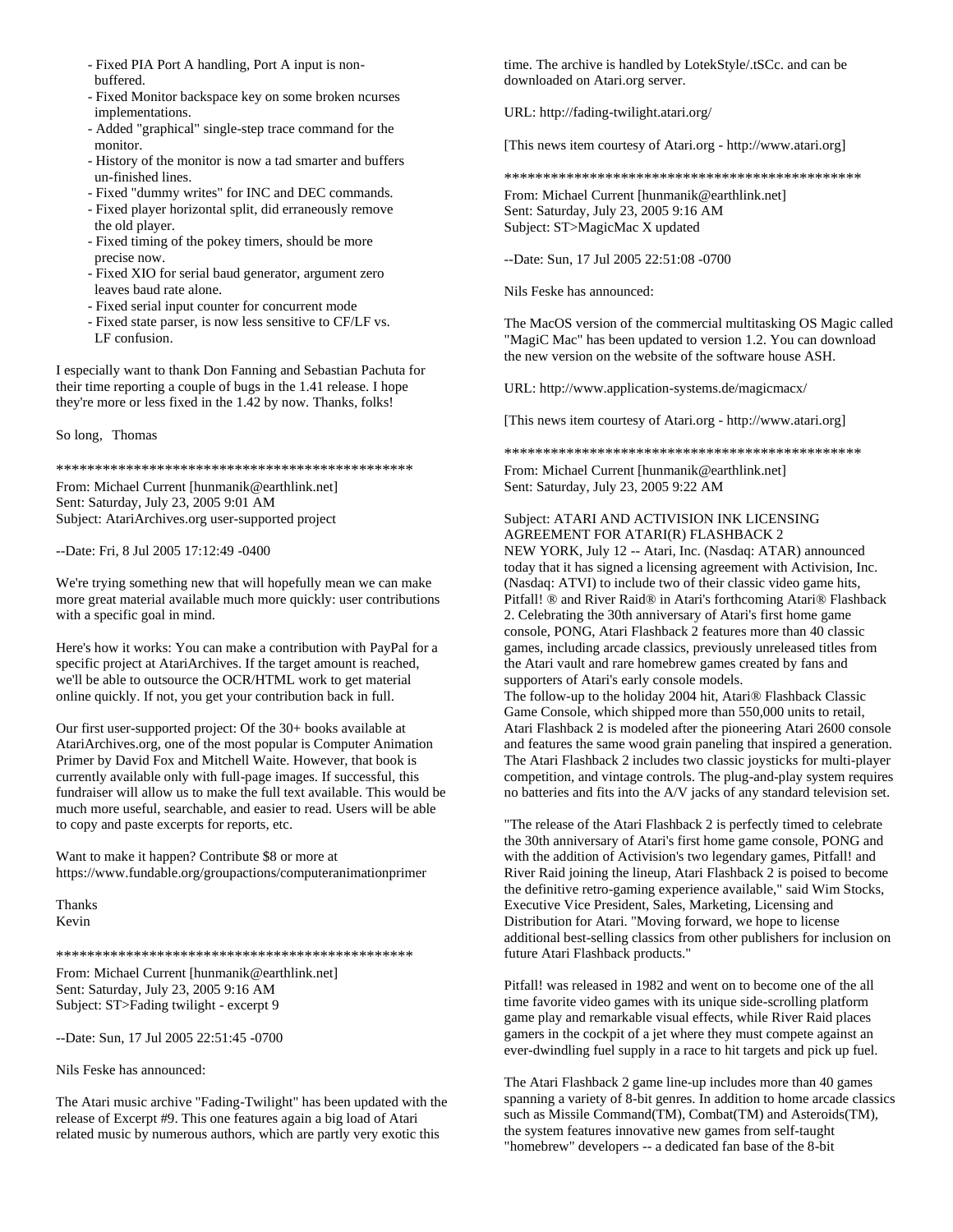- Fixed PIA Port A handling, Port A input is non-buffered.
- Fixed Monitor backspace key on some broken ncurses implementations.
- Added "graphical" single-step trace command for the monitor.
- History of the monitor is now a tad smarter and buffers un-finished lines.
- Fixed "dummy writes" for INC and DEC commands.
- Fixed player horizontal split, did erraneously remove the old player.
- Fixed timing of the pokey timers, should be more precise now.
- Fixed XIO for serial baud generator, argument zero leaves baud rate alone.
- Fixed serial input counter for concurrent mode
- Fixed state parser, is now less sensitive to CF/LF vs. LF confusion.

I especially want to thank Don Fanning and Sebastian Pachuta for their time reporting a couple of bugs in the 1.41 release. I hope they're more or less fixed in the 1.42 by now. Thanks, folks!

So long,   Thomas

***********************************************

From: Michael Current [hunmanik@earthlink.net]
Sent: Saturday, July 23, 2005 9:01 AM
Subject: AtariArchives.org user-supported project

--Date: Fri, 8 Jul 2005 17:12:49 -0400

We're trying something new that will hopefully mean we can make more great material available much more quickly: user contributions with a specific goal in mind.

Here's how it works: You can make a contribution with PayPal for a specific project at AtariArchives. If the target amount is reached, we'll be able to outsource the OCR/HTML work to get material online quickly. If not, you get your contribution back in full.

Our first user-supported project: Of the 30+ books available at AtariArchives.org, one of the most popular is Computer Animation Primer by David Fox and Mitchell Waite. However, that book is currently available only with full-page images. If successful, this fundraiser will allow us to make the full text available. This would be much more useful, searchable, and easier to read. Users will be able to copy and paste excerpts for reports, etc.

Want to make it happen? Contribute $8 or more at
https://www.fundable.org/groupactions/computeranimationprimer

Thanks
Kevin

***********************************************

From: Michael Current [hunmanik@earthlink.net]
Sent: Saturday, July 23, 2005 9:16 AM
Subject: ST>Fading twilight - excerpt 9

--Date: Sun, 17 Jul 2005 22:51:45 -0700

Nils Feske has announced:

The Atari music archive "Fading-Twilight" has been updated with the release of Excerpt #9. This one features again a big load of Atari related music by numerous authors, which are partly very exotic this time. The archive is handled by LotekStyle/.tSCc. and can be downloaded on Atari.org server.

URL: http://fading-twilight.atari.org/

[This news item courtesy of Atari.org - http://www.atari.org]

***********************************************

From: Michael Current [hunmanik@earthlink.net]
Sent: Saturday, July 23, 2005 9:16 AM
Subject: ST>MagicMac X updated

--Date: Sun, 17 Jul 2005 22:51:08 -0700

Nils Feske has announced:

The MacOS version of the commercial multitasking OS Magic called "MagiC Mac" has been updated to version 1.2. You can download the new version on the website of the software house ASH.

URL: http://www.application-systems.de/magicmacx/

[This news item courtesy of Atari.org - http://www.atari.org]

***********************************************

From: Michael Current [hunmanik@earthlink.net]
Sent: Saturday, July 23, 2005 9:22 AM

Subject: ATARI AND ACTIVISION INK LICENSING AGREEMENT FOR ATARI(R) FLASHBACK 2
NEW YORK, July 12 -- Atari, Inc. (Nasdaq: ATAR) announced today that it has signed a licensing agreement with Activision, Inc. (Nasdaq: ATVI) to include two of their classic video game hits, Pitfall! ® and River Raid® in Atari's forthcoming Atari® Flashback 2. Celebrating the 30th anniversary of Atari's first home game console, PONG, Atari Flashback 2 features more than 40 classic games, including arcade classics, previously unreleased titles from the Atari vault and rare homebrew games created by fans and supporters of Atari's early console models.
The follow-up to the holiday 2004 hit, Atari® Flashback Classic Game Console, which shipped more than 550,000 units to retail, Atari Flashback 2 is modeled after the pioneering Atari 2600 console and features the same wood grain paneling that inspired a generation. The Atari Flashback 2 includes two classic joysticks for multi-player competition, and vintage controls. The plug-and-play system requires no batteries and fits into the A/V jacks of any standard television set.

"The release of the Atari Flashback 2 is perfectly timed to celebrate the 30th anniversary of Atari's first home game console, PONG and with the addition of Activision's two legendary games, Pitfall! and River Raid joining the lineup, Atari Flashback 2 is poised to become the definitive retro-gaming experience available," said Wim Stocks, Executive Vice President, Sales, Marketing, Licensing and Distribution for Atari. "Moving forward, we hope to license additional best-selling classics from other publishers for inclusion on future Atari Flashback products."

Pitfall! was released in 1982 and went on to become one of the all time favorite video games with its unique side-scrolling platform game play and remarkable visual effects, while River Raid places gamers in the cockpit of a jet where they must compete against an ever-dwindling fuel supply in a race to hit targets and pick up fuel.

The Atari Flashback 2 game line-up includes more than 40 games spanning a variety of 8-bit genres. In addition to home arcade classics such as Missile Command(TM), Combat(TM) and Asteroids(TM), the system features innovative new games from self-taught "homebrew" developers -- a dedicated fan base of the 8-bit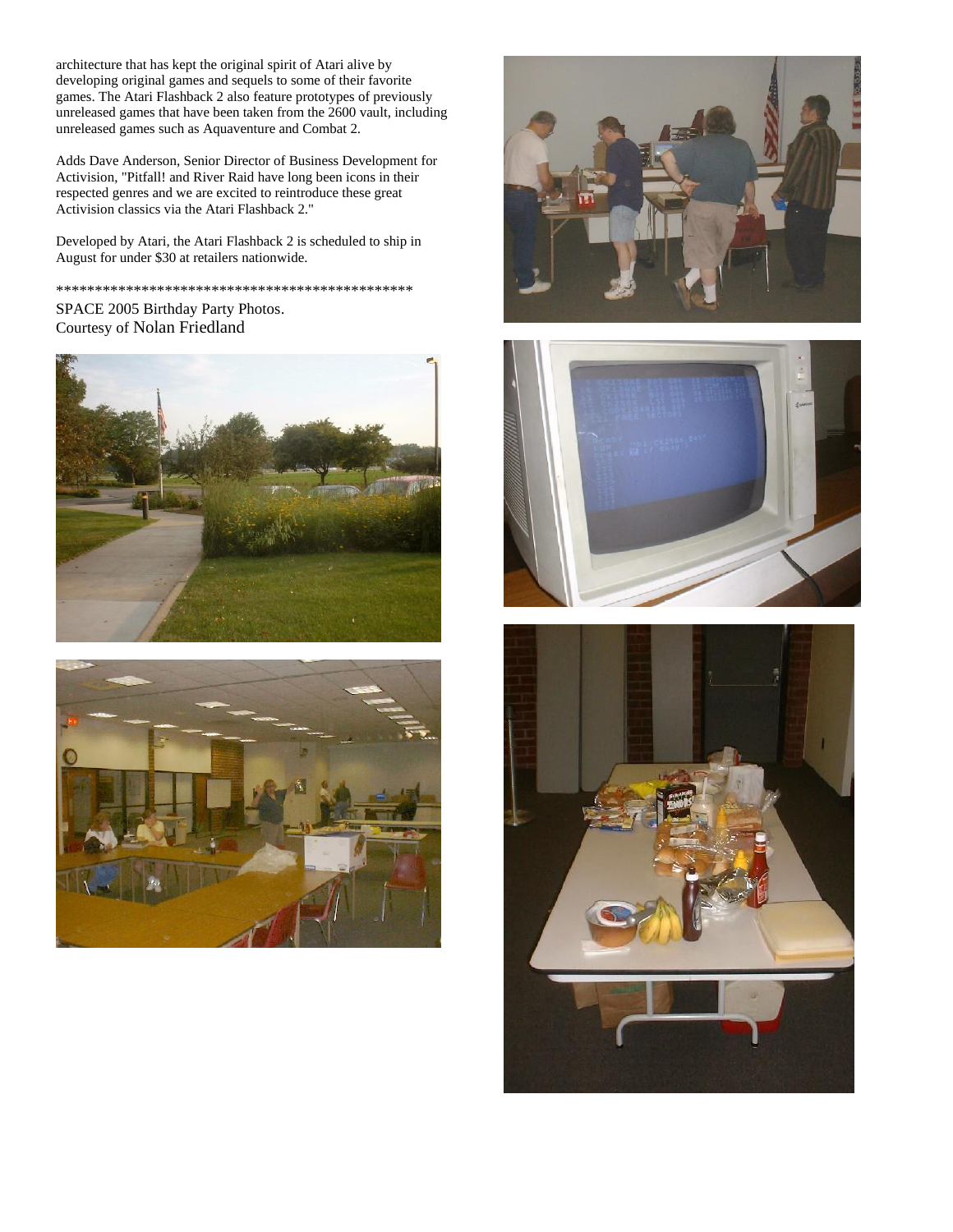architecture that has kept the original spirit of Atari alive by developing original games and sequels to some of their favorite games. The Atari Flashback 2 also feature prototypes of previously unreleased games that have been taken from the 2600 vault, including unreleased games such as Aquaventure and Combat 2.

Adds Dave Anderson, Senior Director of Business Development for Activision, "Pitfall! and River Raid have long been icons in their respected genres and we are excited to reintroduce these great Activision classics via the Atari Flashback 2."

Developed by Atari, the Atari Flashback 2 is scheduled to ship in August for under $30 at retailers nationwide.

\*\*\*\*\*\*\*\*\*\*\*\*\*\*\*\*\*\*\*\*\*\*\*\*\*\*\*\*\*\*\*\*\*\*\*\*\*\*\*\*\*\*\*\*\*\*\*

SPACE 2005 Birthday Party Photos.
Courtesy of Nolan Friedland